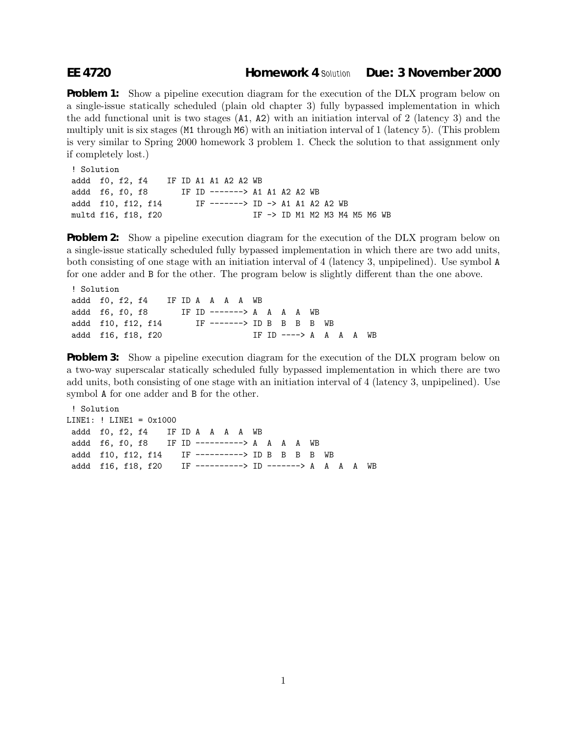**EE 4720 Homework 4** *Solution* **Due: 3 November 2000**

**Problem 1:** Show a pipeline execution diagram for the execution of the DLX program below on a single-issue statically scheduled (plain old chapter 3) fully bypassed implementation in which the add functional unit is two stages (A1, A2) with an initiation interval of 2 (latency 3) and the multiply unit is six stages (M1 through M6) with an initiation interval of 1 (latency 5). (This problem is very similar to Spring 2000 homework 3 problem 1. Check the solution to that assignment only if completely lost.)

```
 ! Solution
 addd  f0, f2, f4    IF ID A1 A1 A2 A2 WB
 addd  f6, f0, f8       IF ID -------> A1 A1 A2 A2 WB
 addd  f10, f12, f14       IF -------> ID -> A1 A1 A2 A2 WB
 multd f16, f18, f20                   IF -> ID M1 M2 M3 M4 M5 M6 WB
```

**Problem 2:** Show a pipeline execution diagram for the execution of the DLX program below on a single-issue statically scheduled fully bypassed implementation in which there are two add units, both consisting of one stage with an initiation interval of 4 (latency 3, unpipelined). Use symbol A for one adder and B for the other. The program below is slightly different than the one above.

```
 ! Solution
 addd  f0, f2, f4    IF ID A  A  A  A  WB
 addd  f6, f0, f8       IF ID -------> A  A  A  A  WB
 addd  f10, f12, f14       IF -------> ID B  B  B  B  WB
 addd  f16, f18, f20                   IF ID ----> A  A  A  A  WB
```

**Problem 3:** Show a pipeline execution diagram for the execution of the DLX program below on a two-way superscalar statically scheduled fully bypassed implementation in which there are two add units, both consisting of one stage with an initiation interval of 4 (latency 3, unpipelined). Use symbol A for one adder and B for the other.

```
 ! Solution
LINE1: ! LINE1 = 0x1000
 addd  f0, f2, f4    IF ID A  A  A  A  WB
 addd  f6, f0, f8    IF ID ----------> A  A  A  A  WB
 addd  f10, f12, f14    IF ----------> ID B  B  B  B  WB
 addd  f16, f18, f20    IF ----------> ID -------> A  A  A  A  WB
```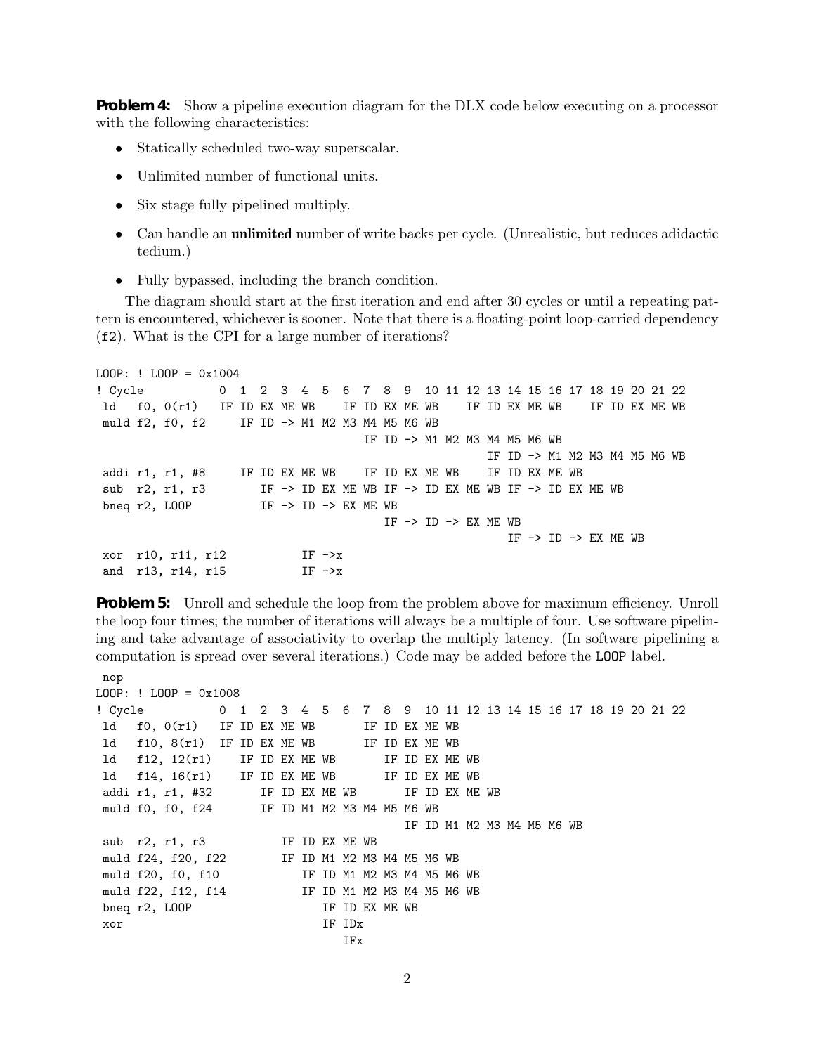**Problem 4:** Show a pipeline execution diagram for the DLX code below executing on a processor with the following characteristics:

- Statically scheduled two-way superscalar.
- Unlimited number of functional units.
- Six stage fully pipelined multiply.
- Can handle an **unlimited** number of write backs per cycle. (Unrealistic, but reduces adidactic tedium.)
- Fully bypassed, including the branch condition.

The diagram should start at the first iteration and end after 30 cycles or until a repeating pattern is encountered, whichever is sooner. Note that there is a floating-point loop-carried dependency (f2). What is the CPI for a large number of iterations?

```
LOOP: ! LOOP = 0x1004
! Cycle          0  1  2  3  4  5  6  7  8  9  10 11 12 13 14 15 16 17 18 19 20 21 22
 ld   f0, 0(r1)  IF ID EX ME WB    IF ID EX ME WB    IF ID EX ME WB    IF ID EX ME WB
 muld f2, f0, f2    IF ID -> M1 M2 M3 M4 M5 M6 WB
                                   IF ID -> M1 M2 M3 M4 M5 M6 WB
                                                     IF ID -> M1 M2 M3 M4 M5 M6 WB
 addi r1, r1, #8    IF ID EX ME WB    IF ID EX ME WB    IF ID EX ME WB
 sub  r2, r1, r3       IF -> ID EX ME WB IF -> ID EX ME WB IF -> ID EX ME WB
 bneq r2, LOOP         IF -> ID -> EX ME WB
                                      IF -> ID -> EX ME WB
                                                        IF -> ID -> EX ME WB
 xor  r10, r11, r12          IF ->x
 and  r13, r14, r15          IF ->x
```

**Problem 5:** Unroll and schedule the loop from the problem above for maximum efficiency. Unroll the loop four times; the number of iterations will always be a multiple of four. Use software pipelining and take advantage of associativity to overlap the multiply latency. (In software pipelining a computation is spread over several iterations.) Code may be added before the LOOP label.

```
 nop
LOOP: ! LOOP = 0x1008
! Cycle          0  1  2  3  4  5  6  7  8  9  10 11 12 13 14 15 16 17 18 19 20 21 22
 ld   f0, 0(r1)  IF ID EX ME WB       IF ID EX ME WB
 ld   f10, 8(r1) IF ID EX ME WB       IF ID EX ME WB
 ld   f12, 12(r1)   IF ID EX ME WB       IF ID EX ME WB
 ld   f14, 16(r1)   IF ID EX ME WB       IF ID EX ME WB
 addi r1, r1, #32      IF ID EX ME WB       IF ID EX ME WB
 muld f0, f0, f24      IF ID M1 M2 M3 M4 M5 M6 WB
                                            IF ID M1 M2 M3 M4 M5 M6 WB
 sub  r2, r1, r3          IF ID EX ME WB
 muld f24, f20, f22       IF ID M1 M2 M3 M4 M5 M6 WB
 muld f20, f0, f10           IF ID M1 M2 M3 M4 M5 M6 WB
 muld f22, f12, f14          IF ID M1 M2 M3 M4 M5 M6 WB
 bneq r2, LOOP                  IF ID EX ME WB
 xor                            IF IDx
                                   IFx
```